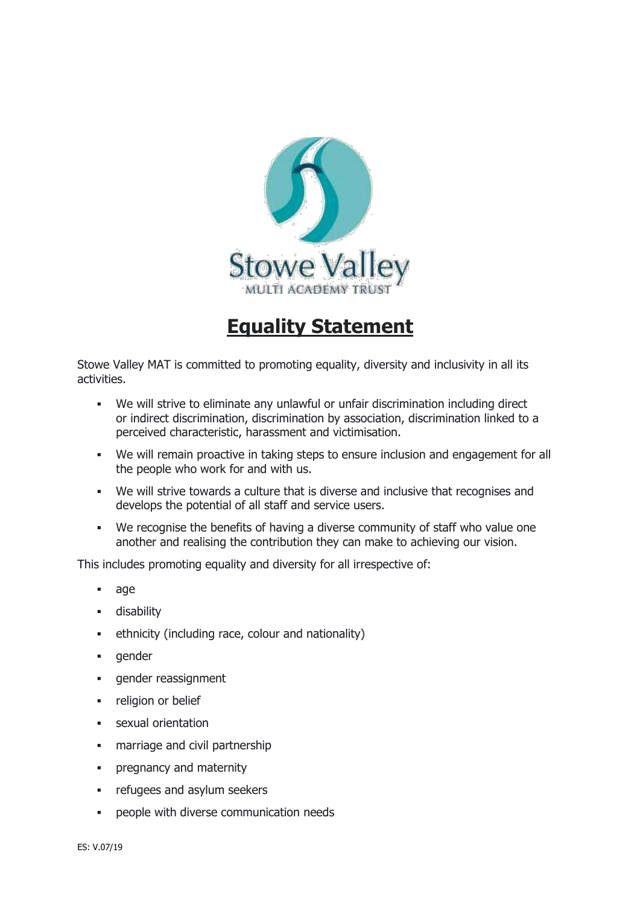Stowe Valley
MULTI ACADEMY TRUST

# Equality Statement

Stowe Valley MAT is committed to promoting equality, diversity and inclusivity in all its activities.

- We will strive to eliminate any unlawful or unfair discrimination including direct or indirect discrimination, discrimination by association, discrimination linked to a perceived characteristic, harassment and victimisation.
- We will remain proactive in taking steps to ensure inclusion and engagement for all the people who work for and with us.
- We will strive towards a culture that is diverse and inclusive that recognises and develops the potential of all staff and service users.
- We recognise the benefits of having a diverse community of staff who value one another and realising the contribution they can make to achieving our vision.

This includes promoting equality and diversity for all irrespective of:

- age
- disability
- ethnicity (including race, colour and nationality)
- gender
- gender reassignment
- religion or belief
- sexual orientation
- marriage and civil partnership
- pregnancy and maternity
- refugees and asylum seekers
- people with diverse communication needs

ES: V.07/19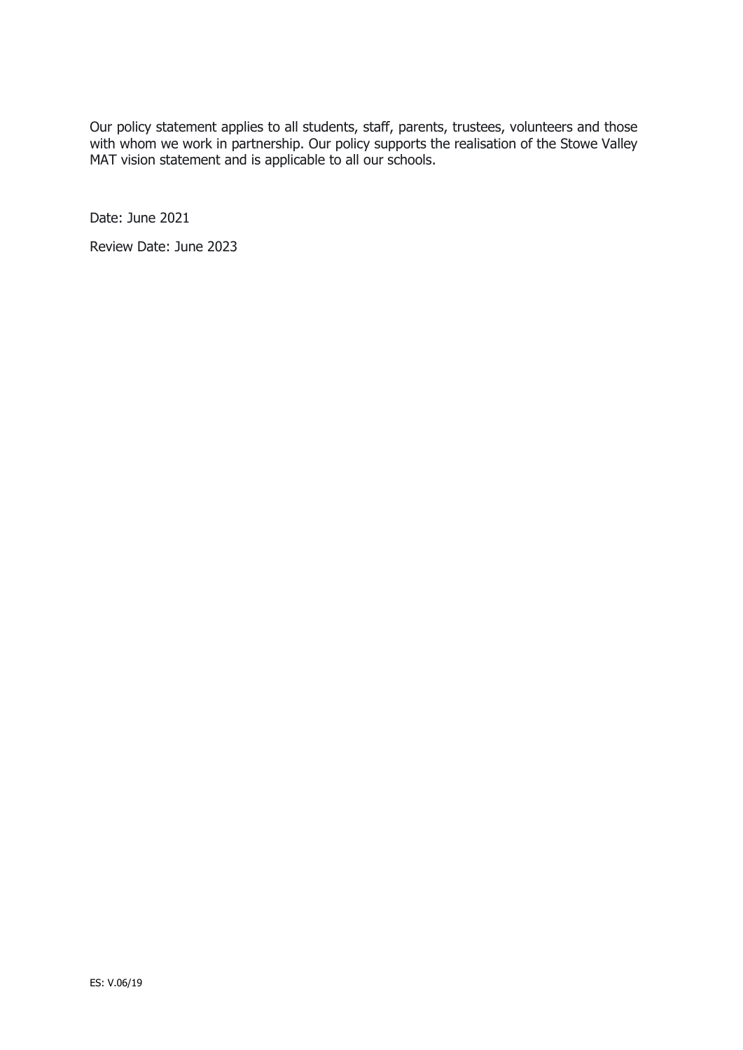Our policy statement applies to all students, staff, parents, trustees, volunteers and those with whom we work in partnership. Our policy supports the realisation of the Stowe Valley MAT vision statement and is applicable to all our schools.

Date: June 2021

Review Date: June 2023

ES: V.06/19